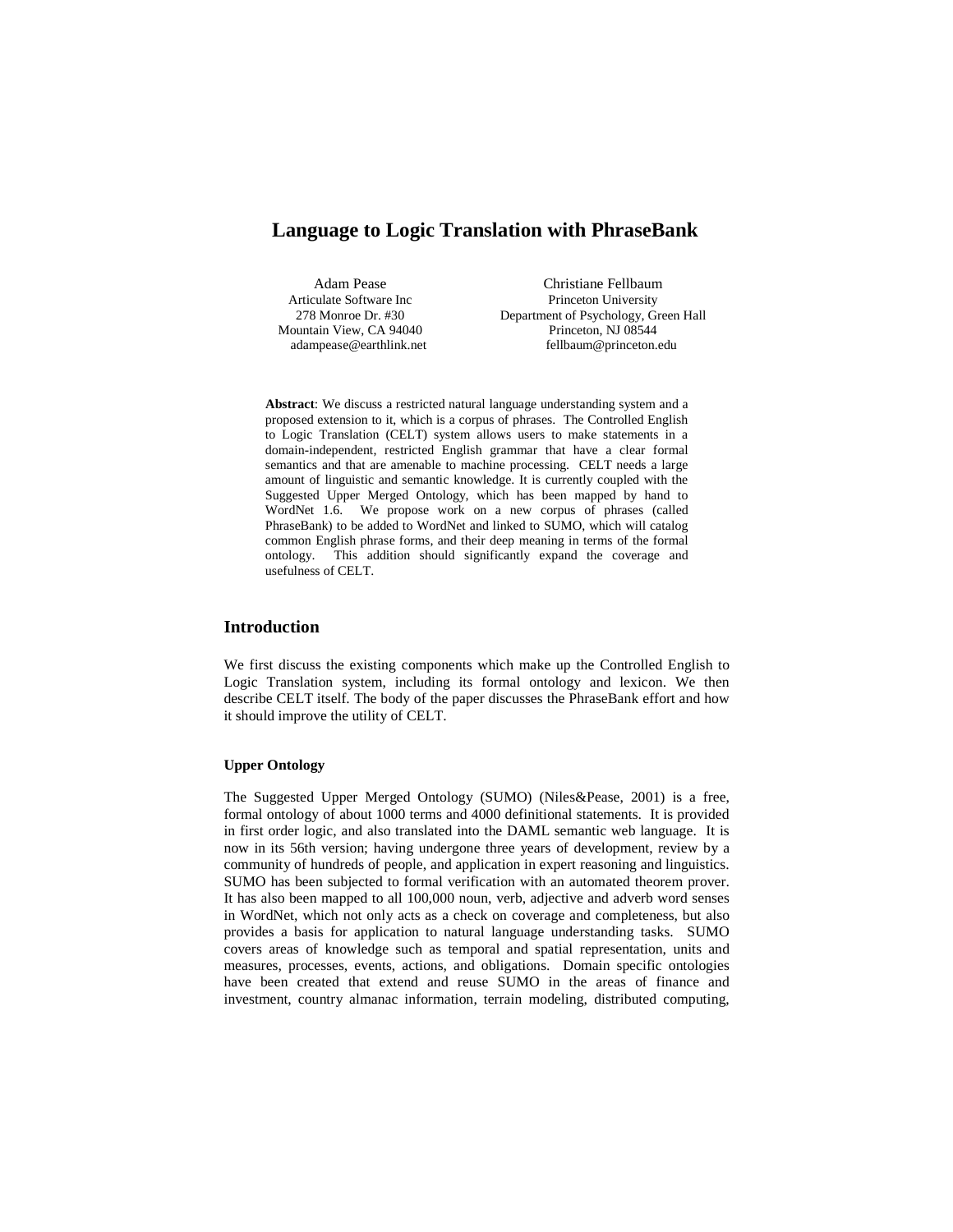# Language to Logic Translation with PhraseBank

Adam Pease
Articulate Software Inc
278 Monroe Dr. #30
Mountain View, CA 94040
adampease@earthlink.net

Christiane Fellbaum
Princeton University
Department of Psychology, Green Hall
Princeton, NJ 08544
fellbaum@princeton.edu

**Abstract**: We discuss a restricted natural language understanding system and a proposed extension to it, which is a corpus of phrases. The Controlled English to Logic Translation (CELT) system allows users to make statements in a domain-independent, restricted English grammar that have a clear formal semantics and that are amenable to machine processing. CELT needs a large amount of linguistic and semantic knowledge. It is currently coupled with the Suggested Upper Merged Ontology, which has been mapped by hand to WordNet 1.6. We propose work on a new corpus of phrases (called PhraseBank) to be added to WordNet and linked to SUMO, which will catalog common English phrase forms, and their deep meaning in terms of the formal ontology. This addition should significantly expand the coverage and usefulness of CELT.

## Introduction

We first discuss the existing components which make up the Controlled English to Logic Translation system, including its formal ontology and lexicon. We then describe CELT itself. The body of the paper discusses the PhraseBank effort and how it should improve the utility of CELT.

### Upper Ontology

The Suggested Upper Merged Ontology (SUMO) (Niles&Pease, 2001) is a free, formal ontology of about 1000 terms and 4000 definitional statements. It is provided in first order logic, and also translated into the DAML semantic web language. It is now in its 56th version; having undergone three years of development, review by a community of hundreds of people, and application in expert reasoning and linguistics. SUMO has been subjected to formal verification with an automated theorem prover. It has also been mapped to all 100,000 noun, verb, adjective and adverb word senses in WordNet, which not only acts as a check on coverage and completeness, but also provides a basis for application to natural language understanding tasks. SUMO covers areas of knowledge such as temporal and spatial representation, units and measures, processes, events, actions, and obligations. Domain specific ontologies have been created that extend and reuse SUMO in the areas of finance and investment, country almanac information, terrain modeling, distributed computing,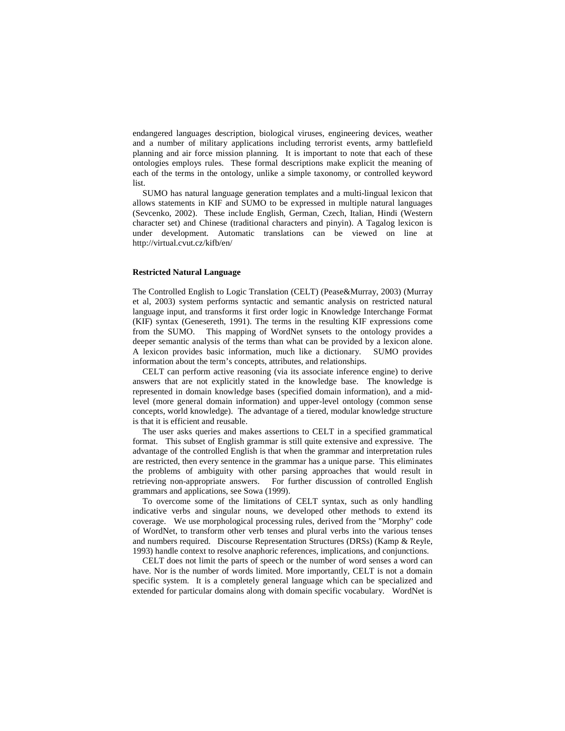endangered languages description, biological viruses, engineering devices, weather and a number of military applications including terrorist events, army battlefield planning and air force mission planning. It is important to note that each of these ontologies employs rules. These formal descriptions make explicit the meaning of each of the terms in the ontology, unlike a simple taxonomy, or controlled keyword list.

SUMO has natural language generation templates and a multi-lingual lexicon that allows statements in KIF and SUMO to be expressed in multiple natural languages (Sevcenko, 2002). These include English, German, Czech, Italian, Hindi (Western character set) and Chinese (traditional characters and pinyin). A Tagalog lexicon is under development. Automatic translations can be viewed on line at http://virtual.cvut.cz/kifb/en/

### Restricted Natural Language

The Controlled English to Logic Translation (CELT) (Pease&Murray, 2003) (Murray et al, 2003) system performs syntactic and semantic analysis on restricted natural language input, and transforms it first order logic in Knowledge Interchange Format (KIF) syntax (Genesereth, 1991). The terms in the resulting KIF expressions come from the SUMO. This mapping of WordNet synsets to the ontology provides a deeper semantic analysis of the terms than what can be provided by a lexicon alone. A lexicon provides basic information, much like a dictionary. SUMO provides information about the term's concepts, attributes, and relationships.

CELT can perform active reasoning (via its associate inference engine) to derive answers that are not explicitly stated in the knowledge base. The knowledge is represented in domain knowledge bases (specified domain information), and a mid-level (more general domain information) and upper-level ontology (common sense concepts, world knowledge). The advantage of a tiered, modular knowledge structure is that it is efficient and reusable.

The user asks queries and makes assertions to CELT in a specified grammatical format. This subset of English grammar is still quite extensive and expressive. The advantage of the controlled English is that when the grammar and interpretation rules are restricted, then every sentence in the grammar has a unique parse. This eliminates the problems of ambiguity with other parsing approaches that would result in retrieving non-appropriate answers. For further discussion of controlled English grammars and applications, see Sowa (1999).

To overcome some of the limitations of CELT syntax, such as only handling indicative verbs and singular nouns, we developed other methods to extend its coverage. We use morphological processing rules, derived from the "Morphy" code of WordNet, to transform other verb tenses and plural verbs into the various tenses and numbers required. Discourse Representation Structures (DRSs) (Kamp & Reyle, 1993) handle context to resolve anaphoric references, implications, and conjunctions.

CELT does not limit the parts of speech or the number of word senses a word can have. Nor is the number of words limited. More importantly, CELT is not a domain specific system. It is a completely general language which can be specialized and extended for particular domains along with domain specific vocabulary. WordNet is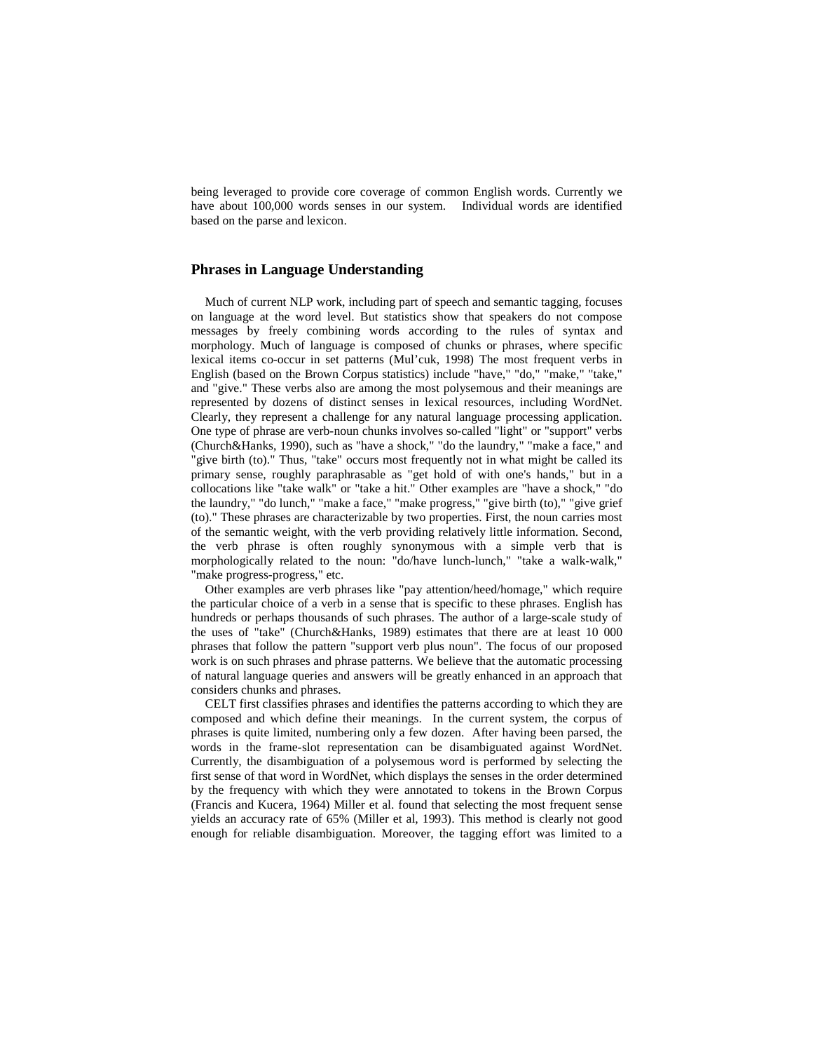being leveraged to provide core coverage of common English words. Currently we have about 100,000 words senses in our system. Individual words are identified based on the parse and lexicon.

## Phrases in Language Understanding

Much of current NLP work, including part of speech and semantic tagging, focuses on language at the word level. But statistics show that speakers do not compose messages by freely combining words according to the rules of syntax and morphology. Much of language is composed of chunks or phrases, where specific lexical items co-occur in set patterns (Mul'cuk, 1998) The most frequent verbs in English (based on the Brown Corpus statistics) include "have," "do," "make," "take," and "give." These verbs also are among the most polysemous and their meanings are represented by dozens of distinct senses in lexical resources, including WordNet. Clearly, they represent a challenge for any natural language processing application. One type of phrase are verb-noun chunks involves so-called "light" or "support" verbs (Church&Hanks, 1990), such as "have a shock," "do the laundry," "make a face," and "give birth (to)." Thus, "take" occurs most frequently not in what might be called its primary sense, roughly paraphrasable as "get hold of with one's hands," but in a collocations like "take walk" or "take a hit." Other examples are "have a shock," "do the laundry," "do lunch," "make a face," "make progress," "give birth (to)," "give grief (to)." These phrases are characterizable by two properties. First, the noun carries most of the semantic weight, with the verb providing relatively little information. Second, the verb phrase is often roughly synonymous with a simple verb that is morphologically related to the noun: "do/have lunch-lunch," "take a walk-walk," "make progress-progress," etc.

Other examples are verb phrases like "pay attention/heed/homage," which require the particular choice of a verb in a sense that is specific to these phrases. English has hundreds or perhaps thousands of such phrases. The author of a large-scale study of the uses of "take" (Church&Hanks, 1989) estimates that there are at least 10 000 phrases that follow the pattern "support verb plus noun". The focus of our proposed work is on such phrases and phrase patterns. We believe that the automatic processing of natural language queries and answers will be greatly enhanced in an approach that considers chunks and phrases.

CELT first classifies phrases and identifies the patterns according to which they are composed and which define their meanings. In the current system, the corpus of phrases is quite limited, numbering only a few dozen. After having been parsed, the words in the frame-slot representation can be disambiguated against WordNet. Currently, the disambiguation of a polysemous word is performed by selecting the first sense of that word in WordNet, which displays the senses in the order determined by the frequency with which they were annotated to tokens in the Brown Corpus (Francis and Kucera, 1964) Miller et al. found that selecting the most frequent sense yields an accuracy rate of 65% (Miller et al, 1993). This method is clearly not good enough for reliable disambiguation. Moreover, the tagging effort was limited to a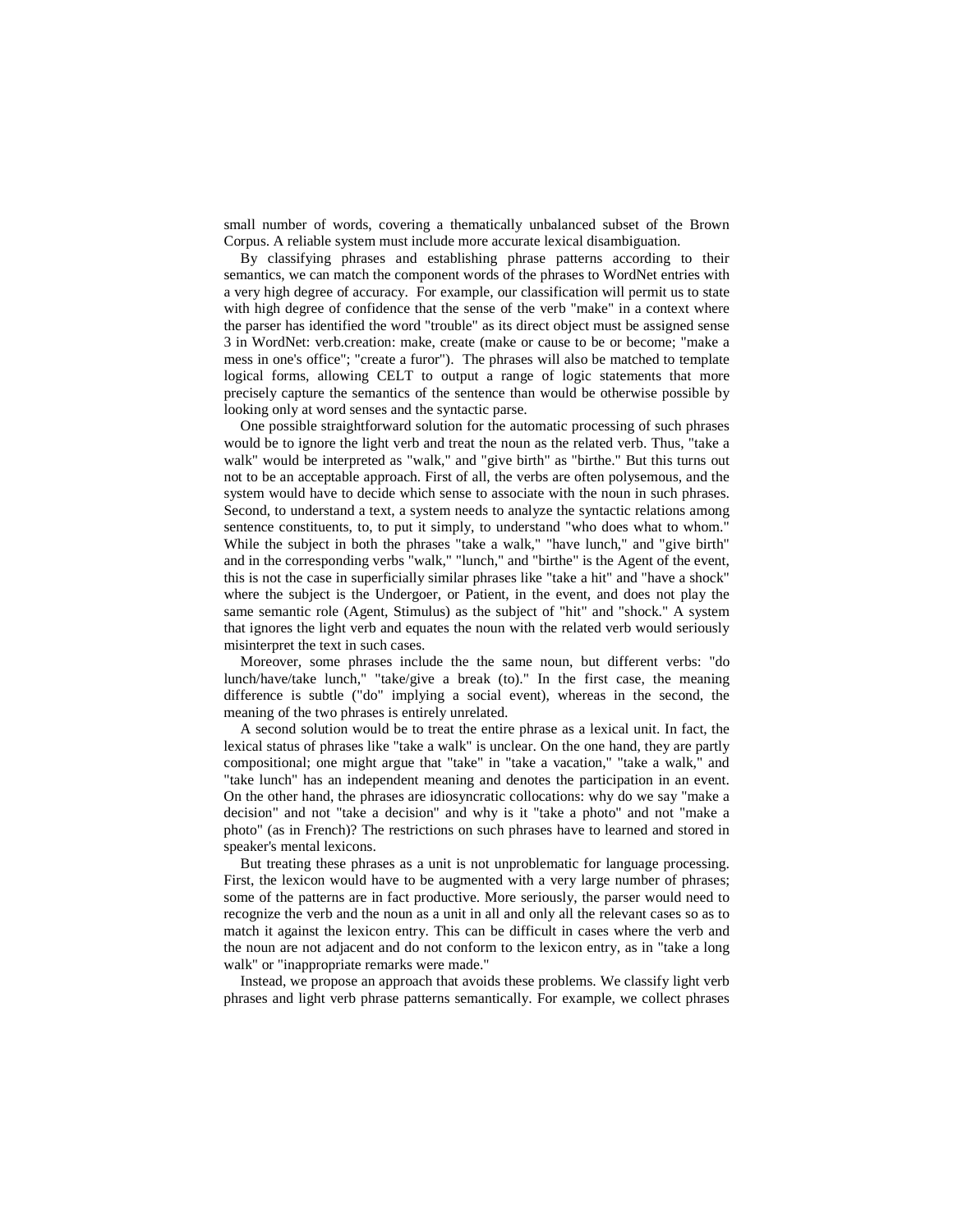small number of words, covering a thematically unbalanced subset of the Brown Corpus. A reliable system must include more accurate lexical disambiguation.

By classifying phrases and establishing phrase patterns according to their semantics, we can match the component words of the phrases to WordNet entries with a very high degree of accuracy. For example, our classification will permit us to state with high degree of confidence that the sense of the verb "make" in a context where the parser has identified the word "trouble" as its direct object must be assigned sense 3 in WordNet: verb.creation: make, create (make or cause to be or become; "make a mess in one's office"; "create a furor"). The phrases will also be matched to template logical forms, allowing CELT to output a range of logic statements that more precisely capture the semantics of the sentence than would be otherwise possible by looking only at word senses and the syntactic parse.

One possible straightforward solution for the automatic processing of such phrases would be to ignore the light verb and treat the noun as the related verb. Thus, "take a walk" would be interpreted as "walk," and "give birth" as "birthe." But this turns out not to be an acceptable approach. First of all, the verbs are often polysemous, and the system would have to decide which sense to associate with the noun in such phrases. Second, to understand a text, a system needs to analyze the syntactic relations among sentence constituents, to, to put it simply, to understand "who does what to whom." While the subject in both the phrases "take a walk," "have lunch," and "give birth" and in the corresponding verbs "walk," "lunch," and "birthe" is the Agent of the event, this is not the case in superficially similar phrases like "take a hit" and "have a shock" where the subject is the Undergoer, or Patient, in the event, and does not play the same semantic role (Agent, Stimulus) as the subject of "hit" and "shock." A system that ignores the light verb and equates the noun with the related verb would seriously misinterpret the text in such cases.

Moreover, some phrases include the the same noun, but different verbs: "do lunch/have/take lunch," "take/give a break (to)." In the first case, the meaning difference is subtle ("do" implying a social event), whereas in the second, the meaning of the two phrases is entirely unrelated.

A second solution would be to treat the entire phrase as a lexical unit. In fact, the lexical status of phrases like "take a walk" is unclear. On the one hand, they are partly compositional; one might argue that "take" in "take a vacation," "take a walk," and "take lunch" has an independent meaning and denotes the participation in an event. On the other hand, the phrases are idiosyncratic collocations: why do we say "make a decision" and not "take a decision" and why is it "take a photo" and not "make a photo" (as in French)? The restrictions on such phrases have to learned and stored in speaker's mental lexicons.

But treating these phrases as a unit is not unproblematic for language processing. First, the lexicon would have to be augmented with a very large number of phrases; some of the patterns are in fact productive. More seriously, the parser would need to recognize the verb and the noun as a unit in all and only all the relevant cases so as to match it against the lexicon entry. This can be difficult in cases where the verb and the noun are not adjacent and do not conform to the lexicon entry, as in "take a long walk" or "inappropriate remarks were made."

Instead, we propose an approach that avoids these problems. We classify light verb phrases and light verb phrase patterns semantically. For example, we collect phrases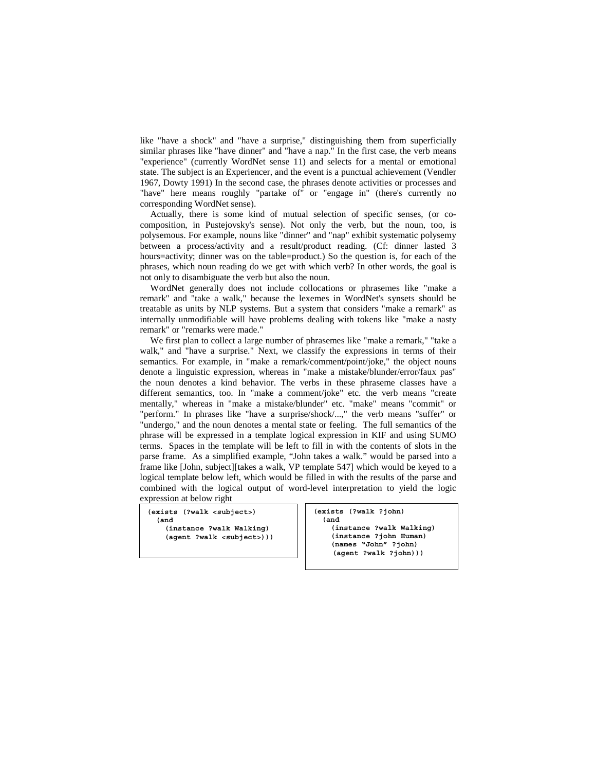like "have a shock" and "have a surprise," distinguishing them from superficially similar phrases like "have dinner" and "have a nap." In the first case, the verb means "experience" (currently WordNet sense 11) and selects for a mental or emotional state. The subject is an Experiencer, and the event is a punctual achievement (Vendler 1967, Dowty 1991) In the second case, the phrases denote activities or processes and "have" here means roughly "partake of" or "engage in" (there's currently no corresponding WordNet sense).

Actually, there is some kind of mutual selection of specific senses, (or co-composition, in Pustejovsky's sense). Not only the verb, but the noun, too, is polysemous. For example, nouns like "dinner" and "nap" exhibit systematic polysemy between a process/activity and a result/product reading. (Cf: dinner lasted 3 hours=activity; dinner was on the table=product.) So the question is, for each of the phrases, which noun reading do we get with which verb? In other words, the goal is not only to disambiguate the verb but also the noun.

WordNet generally does not include collocations or phrasemes like "make a remark" and "take a walk," because the lexemes in WordNet's synsets should be treatable as units by NLP systems. But a system that considers "make a remark" as internally unmodifiable will have problems dealing with tokens like "make a nasty remark" or "remarks were made."

We first plan to collect a large number of phrasemes like "make a remark," "take a walk," and "have a surprise." Next, we classify the expressions in terms of their semantics. For example, in "make a remark/comment/point/joke," the object nouns denote a linguistic expression, whereas in "make a mistake/blunder/error/faux pas" the noun denotes a kind behavior. The verbs in these phraseme classes have a different semantics, too. In "make a comment/joke" etc. the verb means "create mentally," whereas in "make a mistake/blunder" etc. "make" means "commit" or "perform." In phrases like "have a surprise/shock/...," the verb means "suffer" or "undergo," and the noun denotes a mental state or feeling. The full semantics of the phrase will be expressed in a template logical expression in KIF and using SUMO terms. Spaces in the template will be left to fill in with the contents of slots in the parse frame. As a simplified example, “John takes a walk.” would be parsed into a frame like [John, subject][takes a walk, VP template 547] which would be keyed to a logical template below left, which would be filled in with the results of the parse and combined with the logical output of word-level interpretation to yield the logic expression at below right

```
(exists (?walk <subject>)
  (and
    (instance ?walk Walking)
    (agent ?walk <subject>)))
```

```
(exists (?walk ?john)
  (and
    (instance ?walk Walking)
    (instance ?john Human)
    (names “John” ?john)
    (agent ?walk ?john)))
```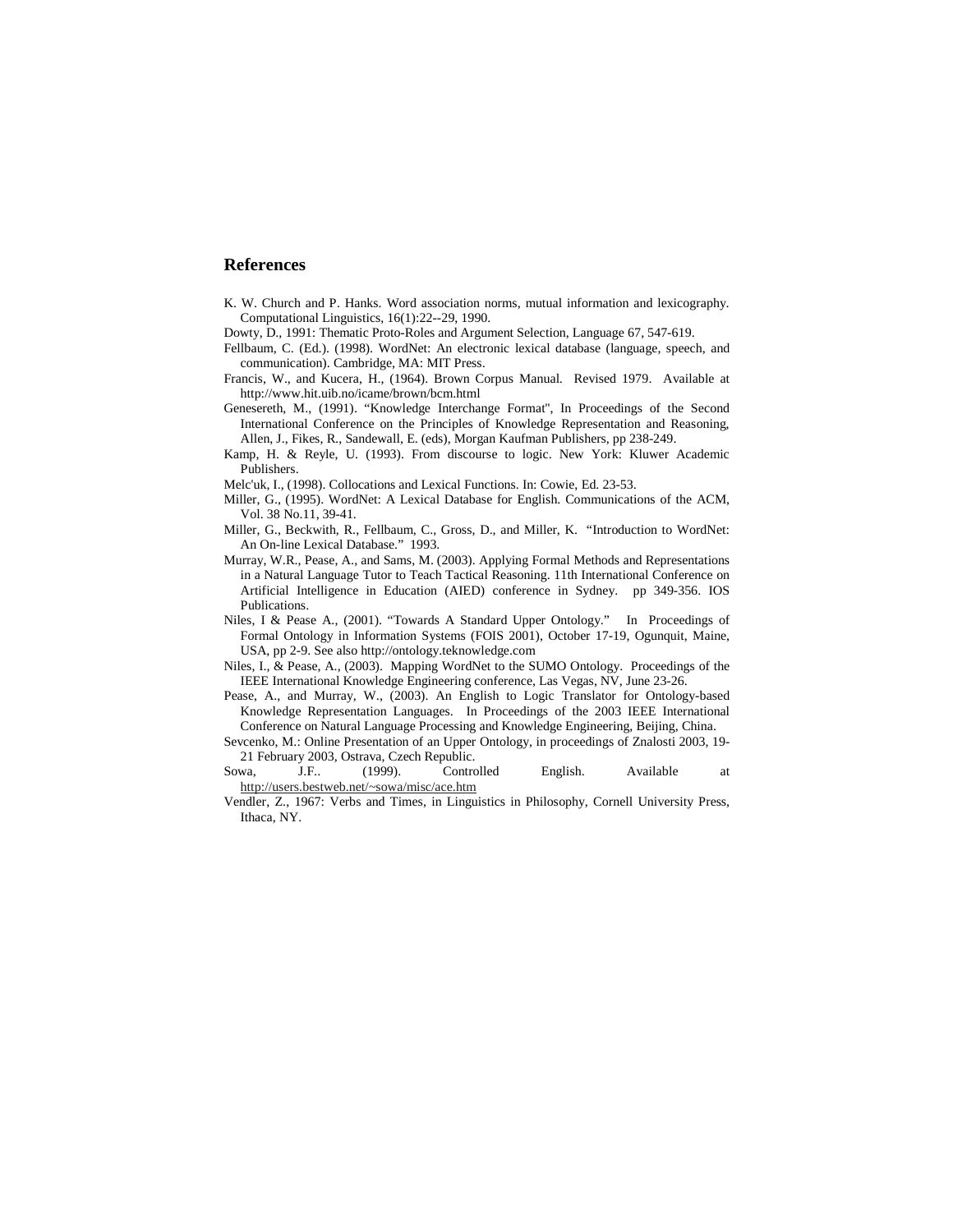## References

K. W. Church and P. Hanks. Word association norms, mutual information and lexicography. Computational Linguistics, 16(1):22--29, 1990.

Dowty, D., 1991: Thematic Proto-Roles and Argument Selection, Language 67, 547-619.

Fellbaum, C. (Ed.). (1998). WordNet: An electronic lexical database (language, speech, and communication). Cambridge, MA: MIT Press.

Francis, W., and Kucera, H., (1964). Brown Corpus Manual. Revised 1979. Available at http://www.hit.uib.no/icame/brown/bcm.html

Genesereth, M., (1991). "Knowledge Interchange Format", In Proceedings of the Second International Conference on the Principles of Knowledge Representation and Reasoning, Allen, J., Fikes, R., Sandewall, E. (eds), Morgan Kaufman Publishers, pp 238-249.

Kamp, H. & Reyle, U. (1993). From discourse to logic. New York: Kluwer Academic Publishers.

Melc'uk, I., (1998). Collocations and Lexical Functions. In: Cowie, Ed. 23-53.

Miller, G., (1995). WordNet: A Lexical Database for English. Communications of the ACM, Vol. 38 No.11, 39-41.

Miller, G., Beckwith, R., Fellbaum, C., Gross, D., and Miller, K. "Introduction to WordNet: An On-line Lexical Database." 1993.

Murray, W.R., Pease, A., and Sams, M. (2003). Applying Formal Methods and Representations in a Natural Language Tutor to Teach Tactical Reasoning. 11th International Conference on Artificial Intelligence in Education (AIED) conference in Sydney. pp 349-356. IOS Publications.

Niles, I & Pease A., (2001). "Towards A Standard Upper Ontology." In Proceedings of Formal Ontology in Information Systems (FOIS 2001), October 17-19, Ogunquit, Maine, USA, pp 2-9. See also http://ontology.teknowledge.com

Niles, I., & Pease, A., (2003). Mapping WordNet to the SUMO Ontology. Proceedings of the IEEE International Knowledge Engineering conference, Las Vegas, NV, June 23-26.

Pease, A., and Murray, W., (2003). An English to Logic Translator for Ontology-based Knowledge Representation Languages. In Proceedings of the 2003 IEEE International Conference on Natural Language Processing and Knowledge Engineering, Beijing, China.

Sevcenko, M.: Online Presentation of an Upper Ontology, in proceedings of Znalosti 2003, 19-21 February 2003, Ostrava, Czech Republic.

Sowa, J.F.. (1999). Controlled English. Available at http://users.bestweb.net/~sowa/misc/ace.htm

Vendler, Z., 1967: Verbs and Times, in Linguistics in Philosophy, Cornell University Press, Ithaca, NY.